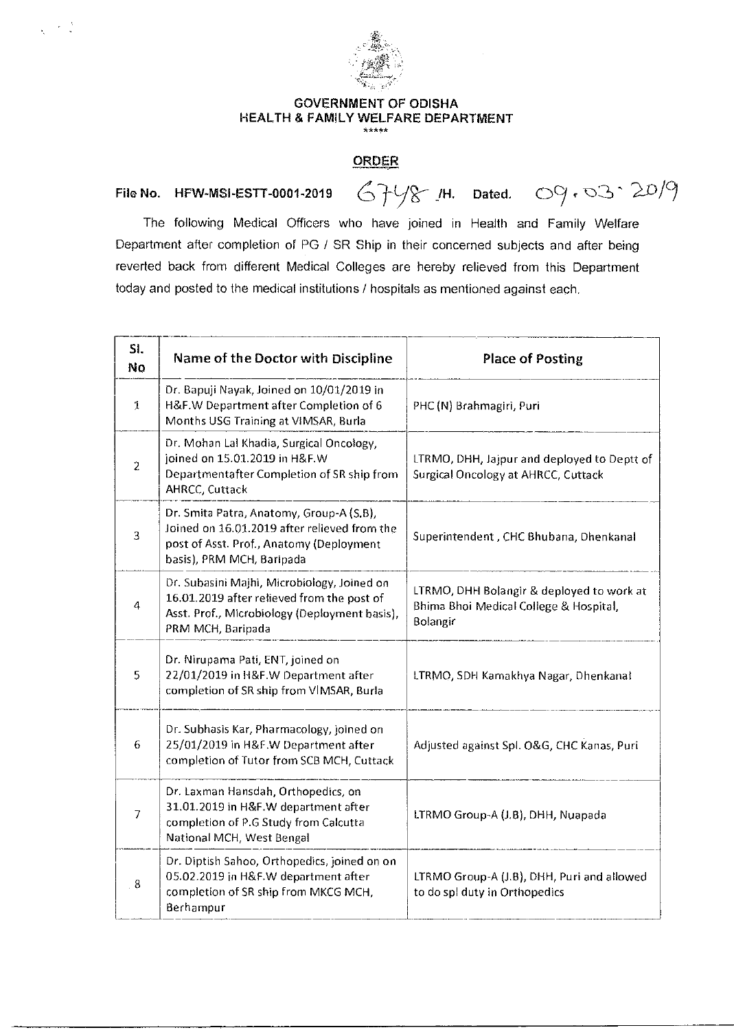# GOVERNMENT OF ODISHA
## HEALTH & FAMILY WELFARE DEPARTMENT

\*\*\*\*\*

**ORDER**

File No. HFW-MSI-ESTT-0001-2019 6748 /H. Dated. 09.03.2019

The following Medical Officers who have joined in Health and Family Welfare Department after completion of PG / SR Ship in their concerned subjects and after being reverted back from different Medical Colleges are hereby relieved from this Department today and posted to the medical institutions / hospitals as mentioned against each.

| Sl. No | Name of the Doctor with Discipline | Place of Posting |
|---|---|---|
| 1 | Dr. Bapuji Nayak, Joined on 10/01/2019 in H&F.W Department after Completion of 6 Months USG Training at VIMSAR, Burla | PHC (N) Brahmagiri, Puri |
| 2 | Dr. Mohan Lal Khadia, Surgical Oncology, joined on 15.01.2019 in H&F.W Departmentafter Completion of SR ship from AHRCC, Cuttack | LTRMO, DHH, Jajpur and deployed to Deptt of Surgical Oncology at AHRCC, Cuttack |
| 3 | Dr. Smita Patra, Anatomy, Group-A (S.B), Joined on 16.01.2019 after relieved from the post of Asst. Prof., Anatomy (Deployment basis), PRM MCH, Baripada | Superintendent , CHC Bhubana, Dhenkanal |
| 4 | Dr. Subasini Majhi, Microbiology, Joined on 16.01.2019 after relieved from the post of Asst. Prof., Microbiology (Deployment basis), PRM MCH, Baripada | LTRMO, DHH Bolangir & deployed to work at Bhima Bhoi Medical College & Hospital, Bolangir |
| 5 | Dr. Nirupama Pati, ENT, joined on 22/01/2019 in H&F.W Department after completion of SR ship from VIMSAR, Burla | LTRMO, SDH Kamakhya Nagar, Dhenkanal |
| 6 | Dr. Subhasis Kar, Pharmacology, joined on 25/01/2019 in H&F.W Department after completion of Tutor from SCB MCH, Cuttack | Adjusted against Spl. O&G, CHC Kanas, Puri |
| 7 | Dr. Laxman Hansdah, Orthopedics, on 31.01.2019 in H&F.W department after completion of P.G Study from Calcutta National MCH, West Bengal | LTRMO Group-A (J.B), DHH, Nuapada |
| 8 | Dr. Diptish Sahoo, Orthopedics, joined on on 05.02.2019 in H&F.W department after completion of SR ship from MKCG MCH, Berhampur | LTRMO Group-A (J.B), DHH, Puri and allowed to do spl duty in Orthopedics |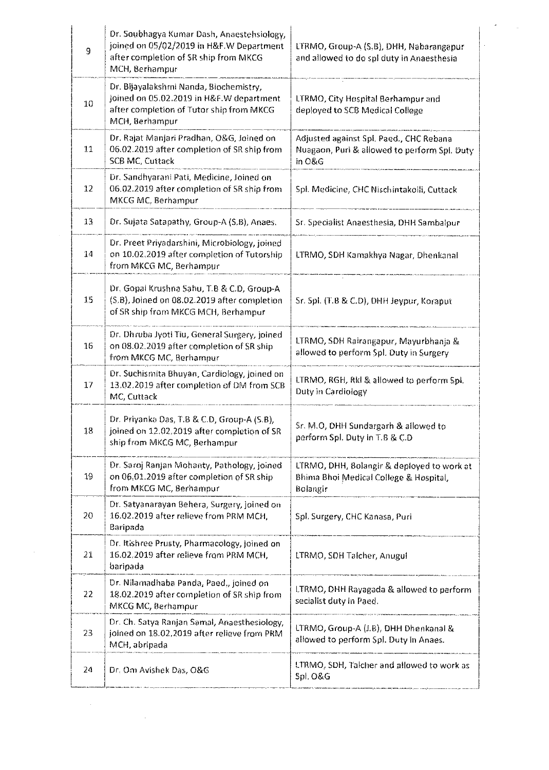| 9 | Dr. Soubhagya Kumar Dash, Anaestehsiology, joined on 05/02/2019 in H&F.W Department after completion of SR ship from MKCG MCH, Berhampur | LTRMO, Group-A (S.B), DHH, Nabarangapur and allowed to do spl duty in Anaesthesia |
|---|---|---|
| 10 | Dr. Bijayalakshmi Nanda, Biochemistry, joined on 05.02.2019 in H&F.W department after completion of Tutor ship from MKCG MCH, Berhampur | LTRMO, City Hospital Berhampur and deployed to SCB Medical College |
| 11 | Dr. Rajat Manjari Pradhan, O&G, Joined on 06.02.2019 after completion of SR ship from SCB MC, Cuttack | Adjusted against Spl. Paed., CHC Rebana Nuagaon, Puri & allowed to perform Spl. Duty in O&G |
| 12 | Dr. Sandhyarani Pati, Medicine, Joined on 06.02.2019 after completion of SR ship from MKCG MC, Berhampur | Spl. Medicine, CHC Nischintakoili, Cuttack |
| 13 | Dr. Sujata Satapathy, Group-A (S.B), Anaes. | Sr. Specialist Anaesthesia, DHH Sambalpur |
| 14 | Dr. Preet Priyadarshini, Microbiology, joined on 10.02.2019 after completion of Tutorship from MKCG MC, Berhampur | LTRMO, SDH Kamakhya Nagar, Dhenkanal |
| 15 | Dr. Gopal Krushna Sahu, T.B & C.D, Group-A (S.B), Joined on 08.02.2019 after completion of SR ship from MKCG MCH, Berhampur | Sr. Spl. (T.B & C.D), DHH Jeypur, Koraput |
| 16 | Dr. Dhruba Jyoti Tiu, General Surgery, joined on 08.02.2019 after completion of SR ship from MKCG MC, Berhampur | LTRMO, SDH Rairangapur, Mayurbhanja & allowed to perform Spl. Duty in Surgery |
| 17 | Dr. Suchismita Bhuyan, Cardiology, joined on 13.02.2019 after completion of DM from SCB MC, Cuttack | LTRMO, RGH, Rkl & allowed to perform Spl. Duty in Cardiology |
| 18 | Dr. Priyanka Das, T.B & C.D, Group-A (S.B), joined on 12.02.2019 after completion of SR ship from MKCG MC, Berhampur | Sr. M.O, DHH Sundargarh & allowed to perform Spl. Duty in T.B & C.D |
| 19 | Dr. Saroj Ranjan Mohanty, Pathology, joined on 06.01.2019 after completion of SR ship from MKCG MC, Berhampur | LTRMO, DHH, Bolangir & deployed to work at Bhima Bhoi Medical College & Hospital, Bolangir |
| 20 | Dr. Satyanarayan Behera, Surgery, joined on 16.02.2019 after relieve from PRM MCH, Baripada | Spl. Surgery, CHC Kanasa, Puri |
| 21 | Dr. Itishree Prusty, Pharmacology, joined on 16.02.2019 after relieve from PRM MCH, baripada | LTRMO, SDH Talcher, Anugul |
| 22 | Dr. Nilamadhaba Panda, Paed., joined on 18.02.2019 after completion of SR ship from MKCG MC, Berhampur | LTRMO, DHH Rayagada & allowed to perform secialist duty in Paed. |
| 23 | Dr. Ch. Satya Ranjan Samal, Anaesthesiology, joined on 18.02.2019 after relieve from PRM MCH, abripada | LTRMO, Group-A (J.B), DHH Dhenkanal & allowed to perform Spl. Duty in Anaes. |
| 24 | Dr. Om Avishek Das, O&G | LTRMO, SDH, Talcher and allowed to work as Spl. O&G |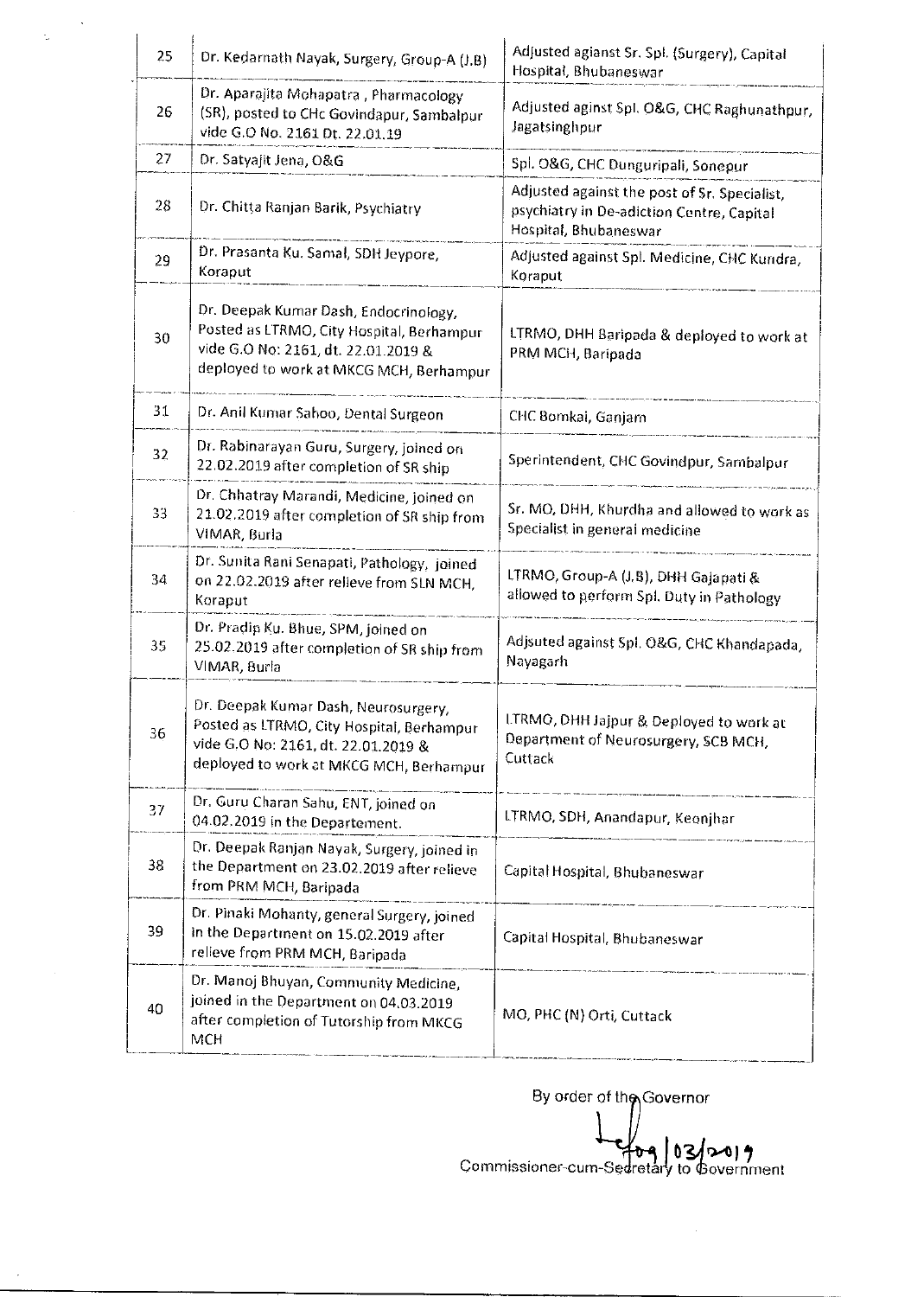| 25 | Dr. Kedarnath Nayak, Surgery, Group-A (J.B) | Adjusted agianst Sr. Spl. (Surgery), Capital Hospital, Bhubaneswar |
|---|---|---|
| 26 | Dr. Aparajita Mohapatra , Pharmacology (SR), posted to CHc Govindapur, Sambalpur vide G.O No. 2161 Dt. 22.01.19 | Adjusted aginst Spl. O&G, CHC Raghunathpur, Jagatsinghpur |
| 27 | Dr. Satyajit Jena, O&G | Spl. O&G, CHC Dunguripali, Sonepur |
| 28 | Dr. Chitta Ranjan Barik, Psychiatry | Adjusted against the post of Sr. Specialist, psychiatry in De-adiction Centre, Capital Hospital, Bhubaneswar |
| 29 | Dr. Prasanta Ku. Samal, SDH Jeypore, Koraput | Adjusted against Spl. Medicine, CHC Kundra, Koraput |
| 30 | Dr. Deepak Kumar Dash, Endocrinology, Posted as LTRMO, City Hospital, Berhampur vide G.O No: 2161, dt. 22.01.2019 & deployed to work at MKCG MCH, Berhampur | LTRMO, DHH Baripada & deployed to work at PRM MCH, Baripada |
| 31 | Dr. Anil Kumar Sahoo, Dental Surgeon | CHC Bomkai, Ganjam |
| 32 | Dr. Rabinarayan Guru, Surgery, joined on 22.02.2019 after completion of SR ship | Sperintendent, CHC Govindpur, Sambalpur |
| 33 | Dr. Chhatray Marandi, Medicine, joined on 21.02.2019 after completion of SR ship from VIMAR, Burla | Sr. MO, DHH, Khurdha and allowed to work as Specialist in general medicine |
| 34 | Dr. Sunita Rani Senapati, Pathology, joined on 22.02.2019 after relieve from SLN MCH, Koraput | LTRMO, Group-A (J.B), DHH Gajapati & allowed to perform Spl. Duty in Pathology |
| 35 | Dr. Pradip Ku. Bhue, SPM, joined on 25.02.2019 after completion of SR ship from VIMAR, Burla | Adjsuted against Spl. O&G, CHC Khandapada, Nayagarh |
| 36 | Dr. Deepak Kumar Dash, Neurosurgery, Posted as LTRMO, City Hospital, Berhampur vide G.O No: 2161, dt. 22.01.2019 & deployed to work at MKCG MCH, Berhampur | LTRMO, DHH Jajpur & Deployed to work at Department of Neurosurgery, SCB MCH, Cuttack |
| 37 | Dr. Guru Charan Sahu, ENT, joined on 04.02.2019 in the Departement. | LTRMO, SDH, Anandapur, Keonjhar |
| 38 | Dr. Deepak Ranjan Nayak, Surgery, joined in the Department on 23.02.2019 after relieve from PRM MCH, Baripada | Capital Hospital, Bhubaneswar |
| 39 | Dr. Pinaki Mohanty, general Surgery, joined in the Department on 15.02.2019 after relieve from PRM MCH, Baripada | Capital Hospital, Bhubaneswar |
| 40 | Dr. Manoj Bhuyan, Community Medicine, joined in the Department on 04.03.2019 after completion of Tutorship from MKCG MCH | MO, PHC (N) Orti, Cuttack |

By order of the Governor

09/03/2019

Commissioner-cum-Secretary to Government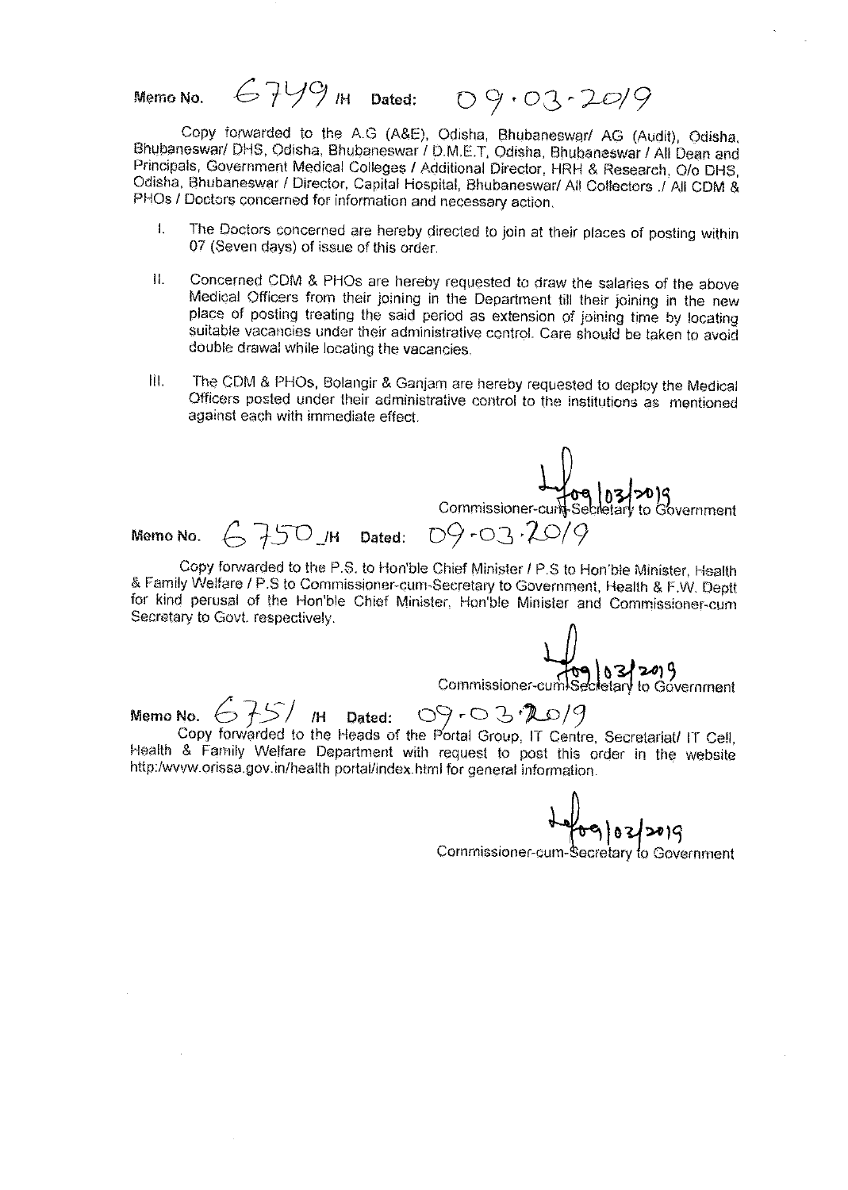Memo No. 6749 /H Dated: 09.03.2019

Copy forwarded to the A.G (A&E), Odisha, Bhubaneswar/ AG (Audit), Odisha, Bhubaneswar/ DHS, Odisha, Bhubaneswar / D.M.E.T, Odisha, Bhubaneswar / All Dean and Principals, Government Medical Colleges / Additional Director, HRH & Research, O/o DHS, Odisha, Bhubaneswar / Director, Capital Hospital, Bhubaneswar/ All Collectors ./ All CDM & PHOs / Doctors concerned for information and necessary action.

I. The Doctors concerned are hereby directed to join at their places of posting within 07 (Seven days) of issue of this order.

II. Concerned CDM & PHOs are hereby requested to draw the salaries of the above Medical Officers from their joining in the Department till their joining in the new place of posting treating the said period as extension of joining time by locating suitable vacancies under their administrative control. Care should be taken to avoid double drawal while locating the vacancies.

III. The CDM & PHOs, Bolangir & Ganjam are hereby requested to deploy the Medical Officers posted under their administrative control to the institutions as mentioned against each with immediate effect.

09/03/2019
Commissioner-cum-Secretary to Government

Memo No. 6750 /H Dated: 09.03.2019

Copy forwarded to the P.S. to Hon'ble Chief Minister / P.S to Hon'ble Minister, Health & Family Welfare / P.S to Commissioner-cum-Secretary to Government, Health & F.W. Deptt for kind perusal of the Hon'ble Chief Minister, Hon'ble Minister and Commissioner-cum Secretary to Govt. respectively.

09/03/2019
Commissioner-cum-Secretary to Government

Memo No. 6751 /H Dated: 09.03.2019

Copy forwarded to the Heads of the Portal Group, IT Centre, Secretariat/ IT Cell, Health & Family Welfare Department with request to post this order in the website http:/www.orissa.gov.in/health portal/index.html for general information.

09/03/2019
Commissioner-cum-Secretary to Government